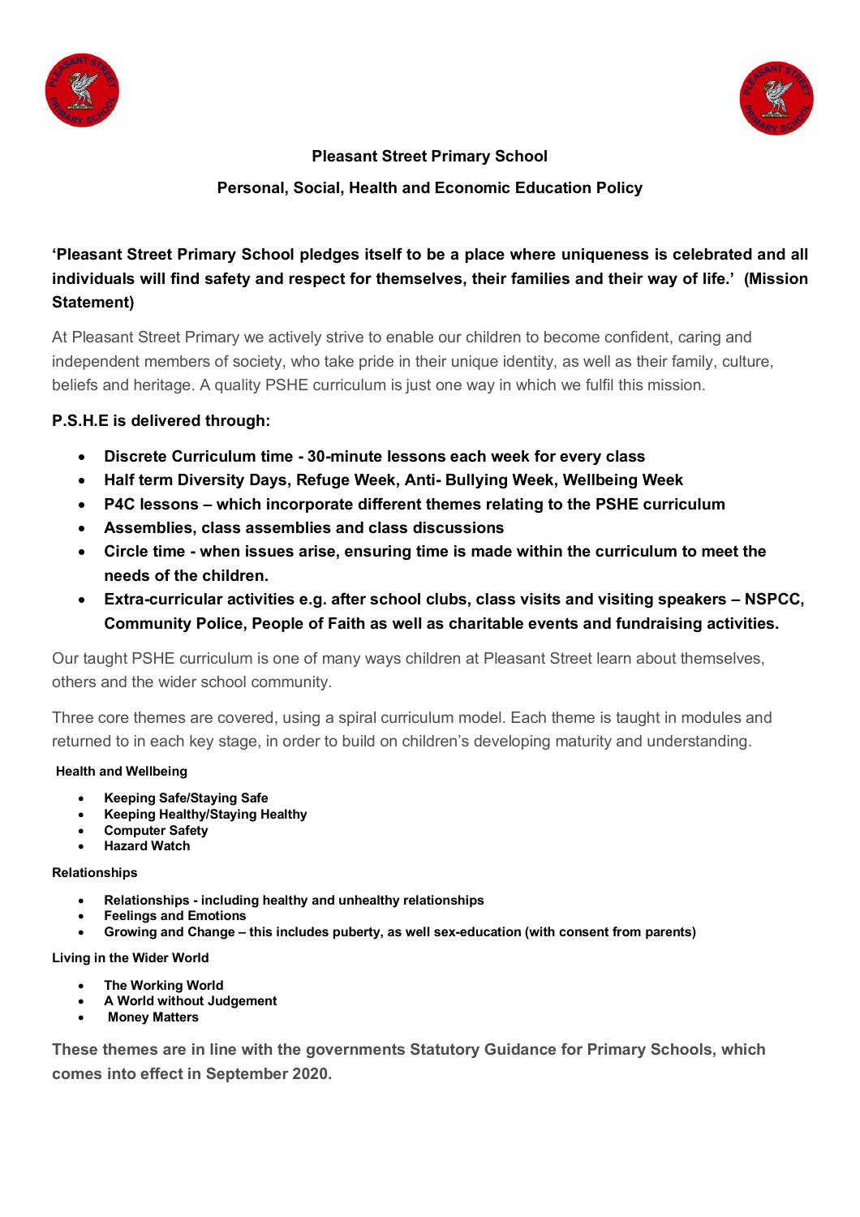# Pleasant Street Primary School

## Personal, Social, Health and Economic Education Policy

**'Pleasant Street Primary School pledges itself to be a place where uniqueness is celebrated and all individuals will find safety and respect for themselves, their families and their way of life.' (Mission Statement)**

At Pleasant Street Primary we actively strive to enable our children to become confident, caring and independent members of society, who take pride in their unique identity, as well as their family, culture, beliefs and heritage. A quality PSHE curriculum is just one way in which we fulfil this mission.

**P.S.H.E is delivered through:**

- **Discrete Curriculum time - 30-minute lessons each week for every class**
- **Half term Diversity Days, Refuge Week, Anti- Bullying Week, Wellbeing Week**
- **P4C lessons – which incorporate different themes relating to the PSHE curriculum**
- **Assemblies, class assemblies and class discussions**
- **Circle time - when issues arise, ensuring time is made within the curriculum to meet the needs of the children.**
- **Extra-curricular activities e.g. after school clubs, class visits and visiting speakers – NSPCC, Community Police, People of Faith as well as charitable events and fundraising activities.**

Our taught PSHE curriculum is one of many ways children at Pleasant Street learn about themselves, others and the wider school community.

Three core themes are covered, using a spiral curriculum model. Each theme is taught in modules and returned to in each key stage, in order to build on children's developing maturity and understanding.

**Health and Wellbeing**

- **Keeping Safe/Staying Safe**
- **Keeping Healthy/Staying Healthy**
- **Computer Safety**
- **Hazard Watch**

**Relationships**

- **Relationships - including healthy and unhealthy relationships**
- **Feelings and Emotions**
- **Growing and Change – this includes puberty, as well sex-education (with consent from parents)**

**Living in the Wider World**

- **The Working World**
- **A World without Judgement**
- **Money Matters**

**These themes are in line with the governments Statutory Guidance for Primary Schools, which comes into effect in September 2020.**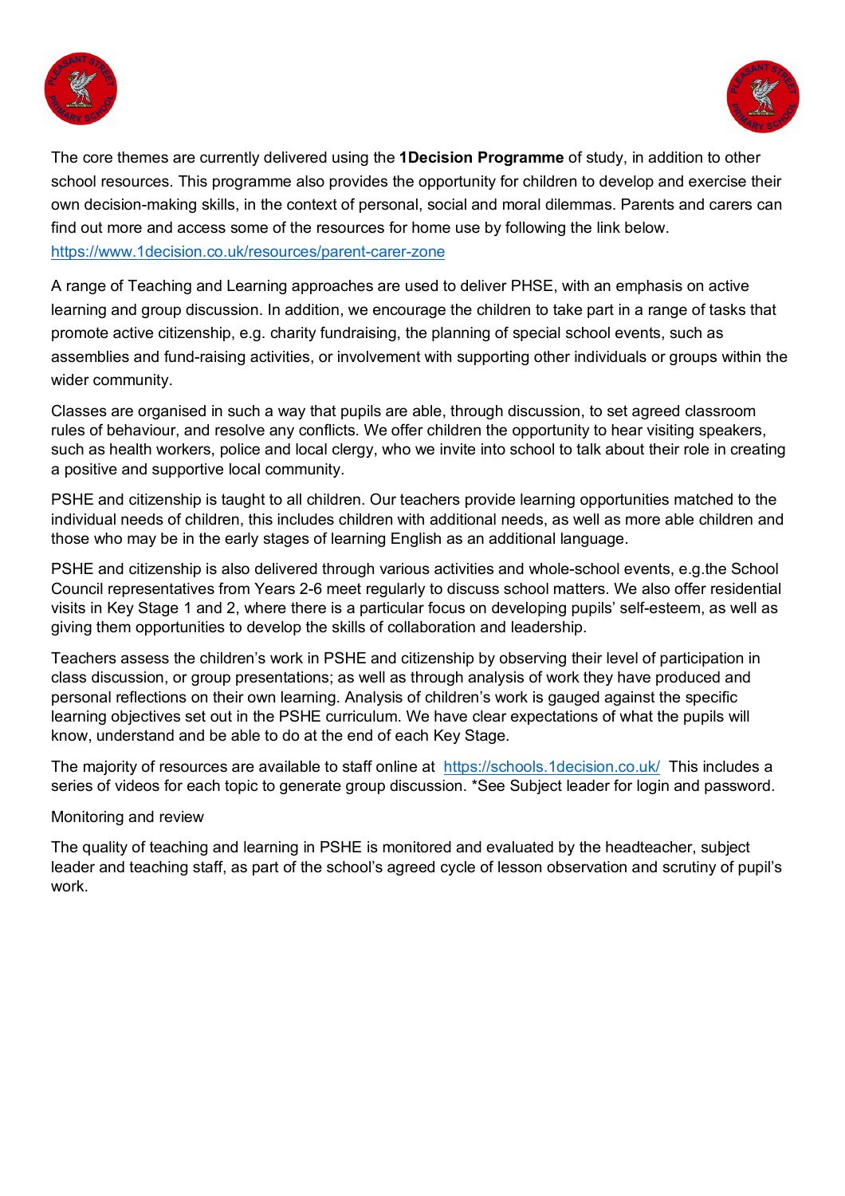The core themes are currently delivered using the **1Decision Programme** of study, in addition to other school resources. This programme also provides the opportunity for children to develop and exercise their own decision-making skills, in the context of personal, social and moral dilemmas. Parents and carers can find out more and access some of the resources for home use by following the link below.
https://www.1decision.co.uk/resources/parent-carer-zone

A range of Teaching and Learning approaches are used to deliver PHSE, with an emphasis on active learning and group discussion. In addition, we encourage the children to take part in a range of tasks that promote active citizenship, e.g. charity fundraising, the planning of special school events, such as assemblies and fund-raising activities, or involvement with supporting other individuals or groups within the wider community.

Classes are organised in such a way that pupils are able, through discussion, to set agreed classroom rules of behaviour, and resolve any conflicts. We offer children the opportunity to hear visiting speakers, such as health workers, police and local clergy, who we invite into school to talk about their role in creating a positive and supportive local community.

PSHE and citizenship is taught to all children. Our teachers provide learning opportunities matched to the individual needs of children, this includes children with additional needs, as well as more able children and those who may be in the early stages of learning English as an additional language.

PSHE and citizenship is also delivered through various activities and whole-school events, e.g.the School Council representatives from Years 2-6 meet regularly to discuss school matters. We also offer residential visits in Key Stage 1 and 2, where there is a particular focus on developing pupils' self-esteem, as well as giving them opportunities to develop the skills of collaboration and leadership.

Teachers assess the children's work in PSHE and citizenship by observing their level of participation in class discussion, or group presentations; as well as through analysis of work they have produced and personal reflections on their own learning. Analysis of children's work is gauged against the specific learning objectives set out in the PSHE curriculum. We have clear expectations of what the pupils will know, understand and be able to do at the end of each Key Stage.

The majority of resources are available to staff online at https://schools.1decision.co.uk/ This includes a series of videos for each topic to generate group discussion. *See Subject leader for login and password.

Monitoring and review

The quality of teaching and learning in PSHE is monitored and evaluated by the headteacher, subject leader and teaching staff, as part of the school's agreed cycle of lesson observation and scrutiny of pupil's work.